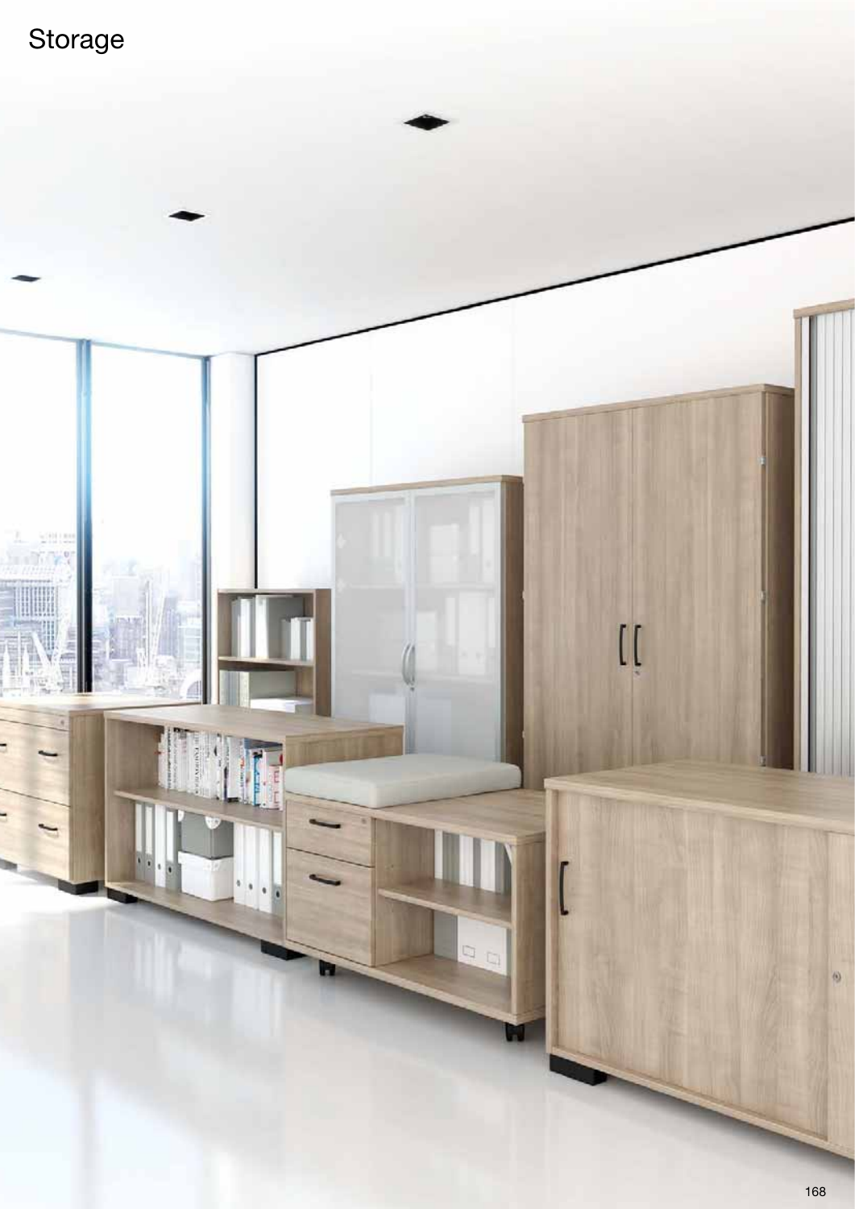# Storage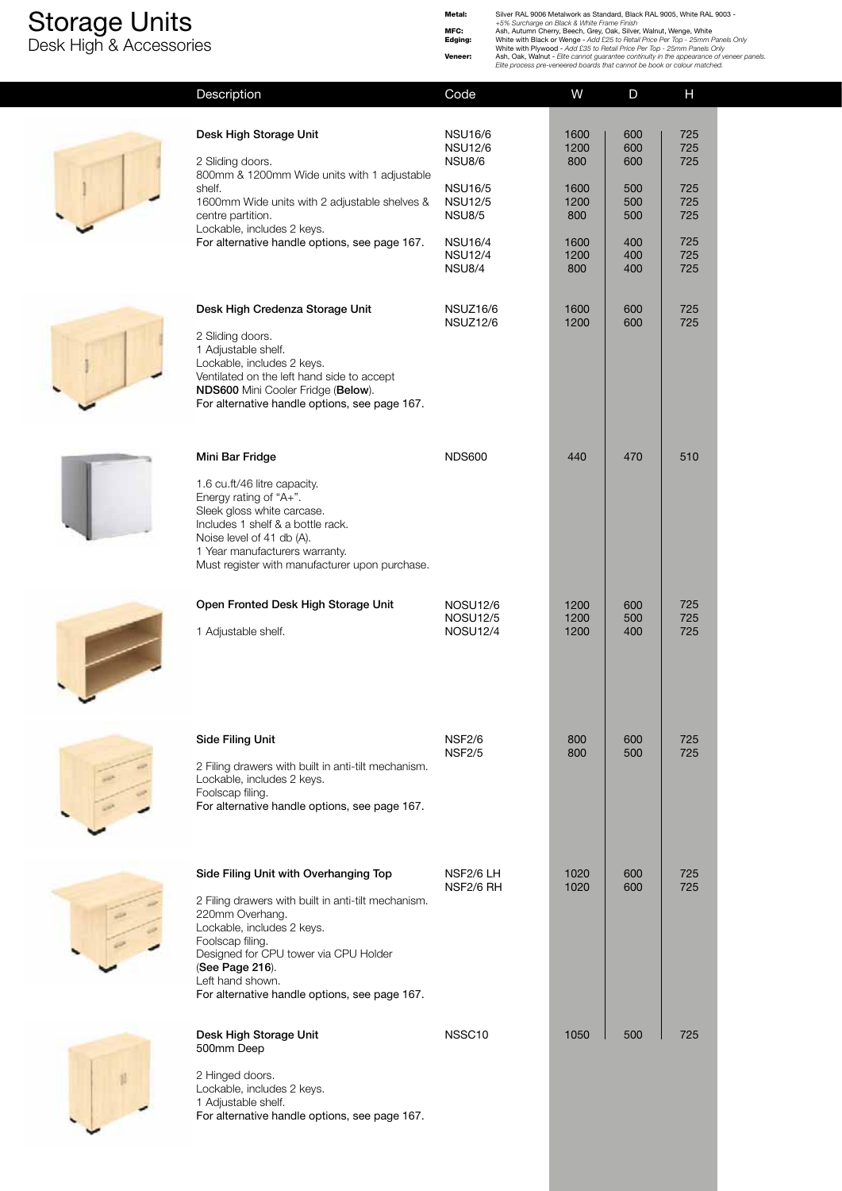# Storage Units
## Desk High & Accessories

**Metal:** Silver RAL 9006 Metalwork as Standard, Black RAL 9005, White RAL 9003 - *+5% Surcharge on Black & White Frame Finish*
**MFC:** Ash, Autumn Cherry, Beech, Grey, Oak, Silver, Walnut, Wenge, White
**Edging:** White with Black or Wenge - *Add £25 to Retail Price Per Top - 25mm Panels Only*
White with Plywood - *Add £35 to Retail Price Per Top - 25mm Panels Only*
**Veneer:** Ash, Oak, Walnut - *Elite cannot guarantee continuity in the appearance of veneer panels. Elite process pre-veneered boards that cannot be book or colour matched.*

| Description | Code | W | D | H |
|---|---|---|---|---|
| **Desk High Storage Unit**<br>2 Sliding doors.<br>800mm & 1200mm Wide units with 1 adjustable shelf.<br>1600mm Wide units with 2 adjustable shelves & centre partition.<br>Lockable, includes 2 keys.<br>For alternative handle options, see page 167. | NSU16/6<br>NSU12/6<br>NSU8/6<br>NSU16/5<br>NSU12/5<br>NSU8/5<br>NSU16/4<br>NSU12/4<br>NSU8/4 | 1600<br>1200<br>800<br>1600<br>1200<br>800<br>1600<br>1200<br>800 | 600<br>600<br>600<br>500<br>500<br>500<br>400<br>400<br>400 | 725<br>725<br>725<br>725<br>725<br>725<br>725<br>725<br>725 |
| **Desk High Credenza Storage Unit**<br>2 Sliding doors.<br>1 Adjustable shelf.<br>Lockable, includes 2 keys.<br>Ventilated on the left hand side to accept **NDS600** Mini Cooler Fridge (**Below**).<br>For alternative handle options, see page 167. | NSUZ16/6<br>NSUZ12/6 | 1600<br>1200 | 600<br>600 | 725<br>725 |
| **Mini Bar Fridge**<br>1.6 cu.ft/46 litre capacity.<br>Energy rating of "A+".<br>Sleek gloss white carcase.<br>Includes 1 shelf & a bottle rack.<br>Noise level of 41 db (A).<br>1 Year manufacturers warranty.<br>Must register with manufacturer upon purchase. | NDS600 | 440 | 470 | 510 |
| **Open Fronted Desk High Storage Unit**<br>1 Adjustable shelf. | NOSU12/6<br>NOSU12/5<br>NOSU12/4 | 1200<br>1200<br>1200 | 600<br>500<br>400 | 725<br>725<br>725 |
| **Side Filing Unit**<br>2 Filing drawers with built in anti-tilt mechanism.<br>Lockable, includes 2 keys.<br>Foolscap filing.<br>For alternative handle options, see page 167. | NSF2/6<br>NSF2/5 | 800<br>800 | 600<br>500 | 725<br>725 |
| **Side Filing Unit with Overhanging Top**<br>2 Filing drawers with built in anti-tilt mechanism.<br>220mm Overhang.<br>Lockable, includes 2 keys.<br>Foolscap filing.<br>Designed for CPU tower via CPU Holder (**See Page 216**).<br>Left hand shown.<br>For alternative handle options, see page 167. | NSF2/6 LH<br>NSF2/6 RH | 1020<br>1020 | 600<br>600 | 725<br>725 |
| **Desk High Storage Unit**<br>500mm Deep<br>2 Hinged doors.<br>Lockable, includes 2 keys.<br>1 Adjustable shelf.<br>For alternative handle options, see page 167. | NSSC10 | 1050 | 500 | 725 |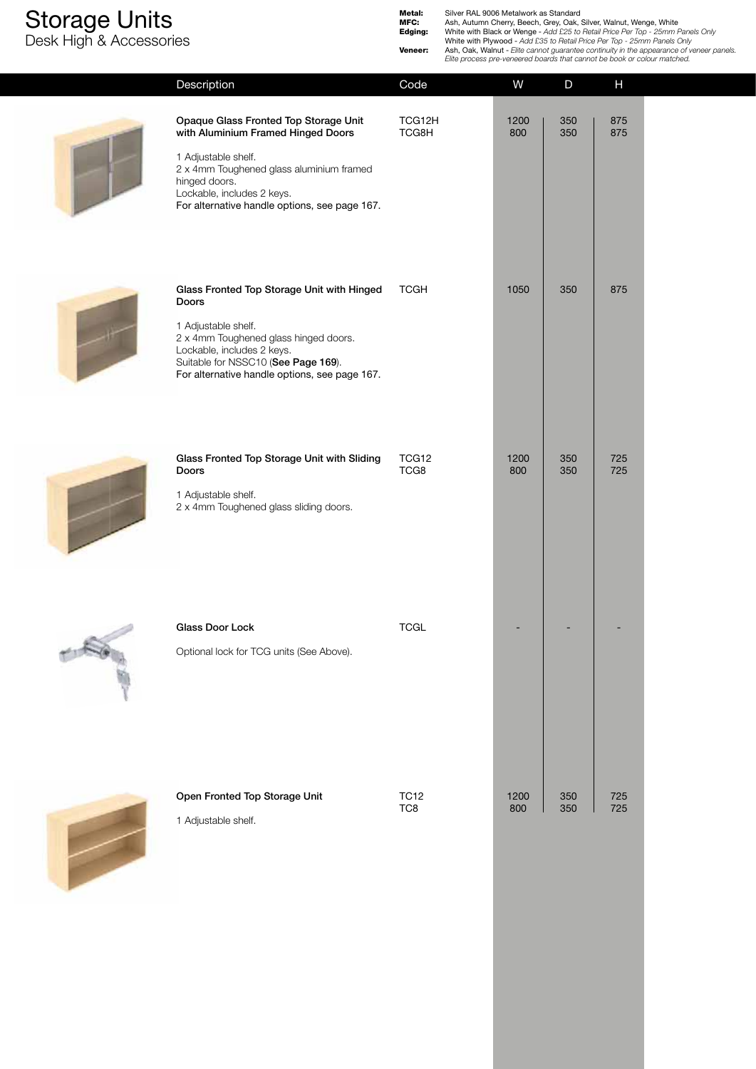# Storage Units

## Desk High & Accessories

**Metal:** Silver RAL 9006 Metalwork as Standard
**MFC:** Ash, Autumn Cherry, Beech, Grey, Oak, Silver, Walnut, Wenge, White
**Edging:** White with Black or Wenge - *Add £25 to Retail Price Per Top - 25mm Panels Only*
White with Plywood - *Add £35 to Retail Price Per Top - 25mm Panels Only*
**Veneer:** Ash, Oak, Walnut - *Elite cannot guarantee continuity in the appearance of veneer panels. Elite process pre-veneered boards that cannot be book or colour matched.*

| Description | Code | W | D | H |
|---|---|---|---|---|
| **Opaque Glass Fronted Top Storage Unit with Aluminium Framed Hinged Doors**<br><br>1 Adjustable shelf.<br>2 x 4mm Toughened glass aluminium framed hinged doors.<br>Lockable, includes 2 keys.<br>For alternative handle options, see page 167. | TCG12H<br>TCG8H | 1200<br>800 | 350<br>350 | 875<br>875 |
| **Glass Fronted Top Storage Unit with Hinged Doors**<br><br>1 Adjustable shelf.<br>2 x 4mm Toughened glass hinged doors.<br>Lockable, includes 2 keys.<br>Suitable for NSSC10 (**See Page 169**).<br>For alternative handle options, see page 167. | TCGH | 1050 | 350 | 875 |
| **Glass Fronted Top Storage Unit with Sliding Doors**<br><br>1 Adjustable shelf.<br>2 x 4mm Toughened glass sliding doors. | TCG12<br>TCG8 | 1200<br>800 | 350<br>350 | 725<br>725 |
| **Glass Door Lock**<br><br>Optional lock for TCG units (See Above). | TCGL | - | - | - |
| **Open Fronted Top Storage Unit**<br><br>1 Adjustable shelf. | TC12<br>TC8 | 1200<br>800 | 350<br>350 | 725<br>725 |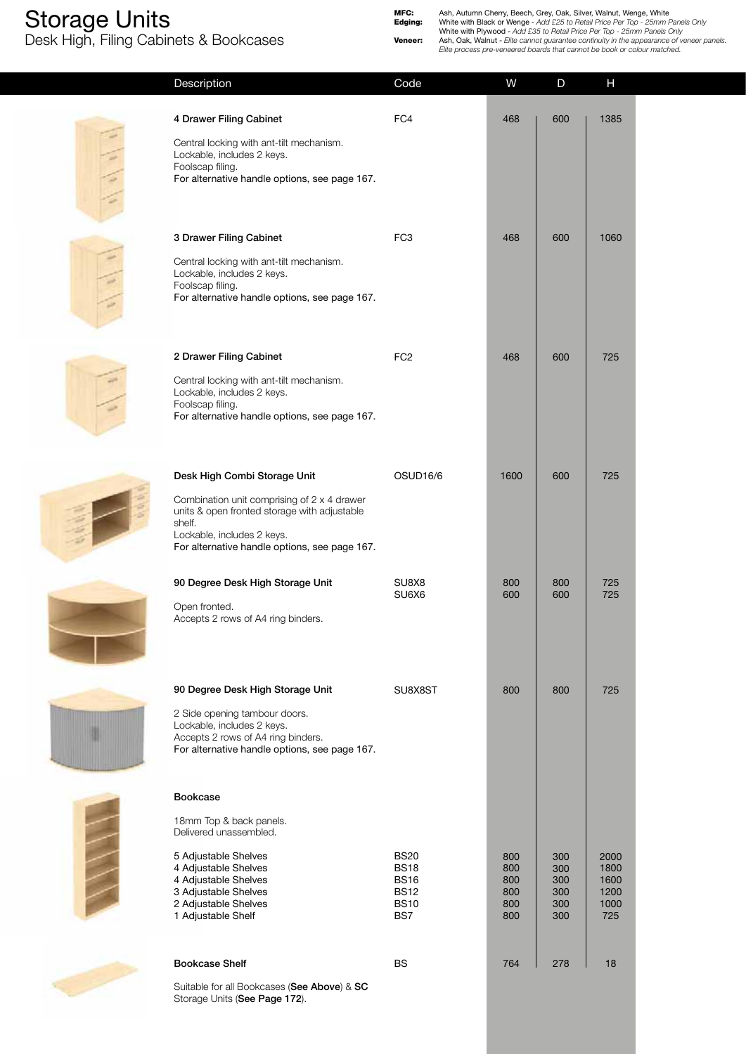# Storage Units

## Desk High, Filing Cabinets & Bookcases

**MFC:** Ash, Autumn Cherry, Beech, Grey, Oak, Silver, Walnut, Wenge, White

**Edging:** White with Black or Wenge - *Add £25 to Retail Price Per Top - 25mm Panels Only*
White with Plywood - *Add £35 to Retail Price Per Top - 25mm Panels Only*

**Veneer:** Ash, Oak, Walnut - *Elite cannot guarantee continuity in the appearance of veneer panels. Elite process pre-veneered boards that cannot be book or colour matched.*

| Description | Code | W | D | H |
|---|---|---|---|---|
| **4 Drawer Filing Cabinet**<br>Central locking with ant-tilt mechanism.<br>Lockable, includes 2 keys.<br>Foolscap filing.<br>For alternative handle options, see page 167. | FC4 | 468 | 600 | 1385 |
| **3 Drawer Filing Cabinet**<br>Central locking with ant-tilt mechanism.<br>Lockable, includes 2 keys.<br>Foolscap filing.<br>For alternative handle options, see page 167. | FC3 | 468 | 600 | 1060 |
| **2 Drawer Filing Cabinet**<br>Central locking with ant-tilt mechanism.<br>Lockable, includes 2 keys.<br>Foolscap filing.<br>For alternative handle options, see page 167. | FC2 | 468 | 600 | 725 |
| **Desk High Combi Storage Unit**<br>Combination unit comprising of 2 x 4 drawer units & open fronted storage with adjustable shelf.<br>Lockable, includes 2 keys.<br>For alternative handle options, see page 167. | OSUD16/6 | 1600 | 600 | 725 |
| **90 Degree Desk High Storage Unit**<br>Open fronted.<br>Accepts 2 rows of A4 ring binders. | SU8X8 | 800 | 800 | 725 |
| | SU6X6 | 600 | 600 | 725 |
| **90 Degree Desk High Storage Unit**<br>2 Side opening tambour doors.<br>Lockable, includes 2 keys.<br>Accepts 2 rows of A4 ring binders.<br>For alternative handle options, see page 167. | SU8X8ST | 800 | 800 | 725 |
| **Bookcase**<br>18mm Top & back panels.<br>Delivered unassembled. | | | | |
| 5 Adjustable Shelves | BS20 | 800 | 300 | 2000 |
| 4 Adjustable Shelves | BS18 | 800 | 300 | 1800 |
| 4 Adjustable Shelves | BS16 | 800 | 300 | 1600 |
| 3 Adjustable Shelves | BS12 | 800 | 300 | 1200 |
| 2 Adjustable Shelves | BS10 | 800 | 300 | 1000 |
| 1 Adjustable Shelf | BS7 | 800 | 300 | 725 |
| **Bookcase Shelf**<br>Suitable for all Bookcases (**See Above**) & **SC** Storage Units (**See Page 172**). | BS | 764 | 278 | 18 |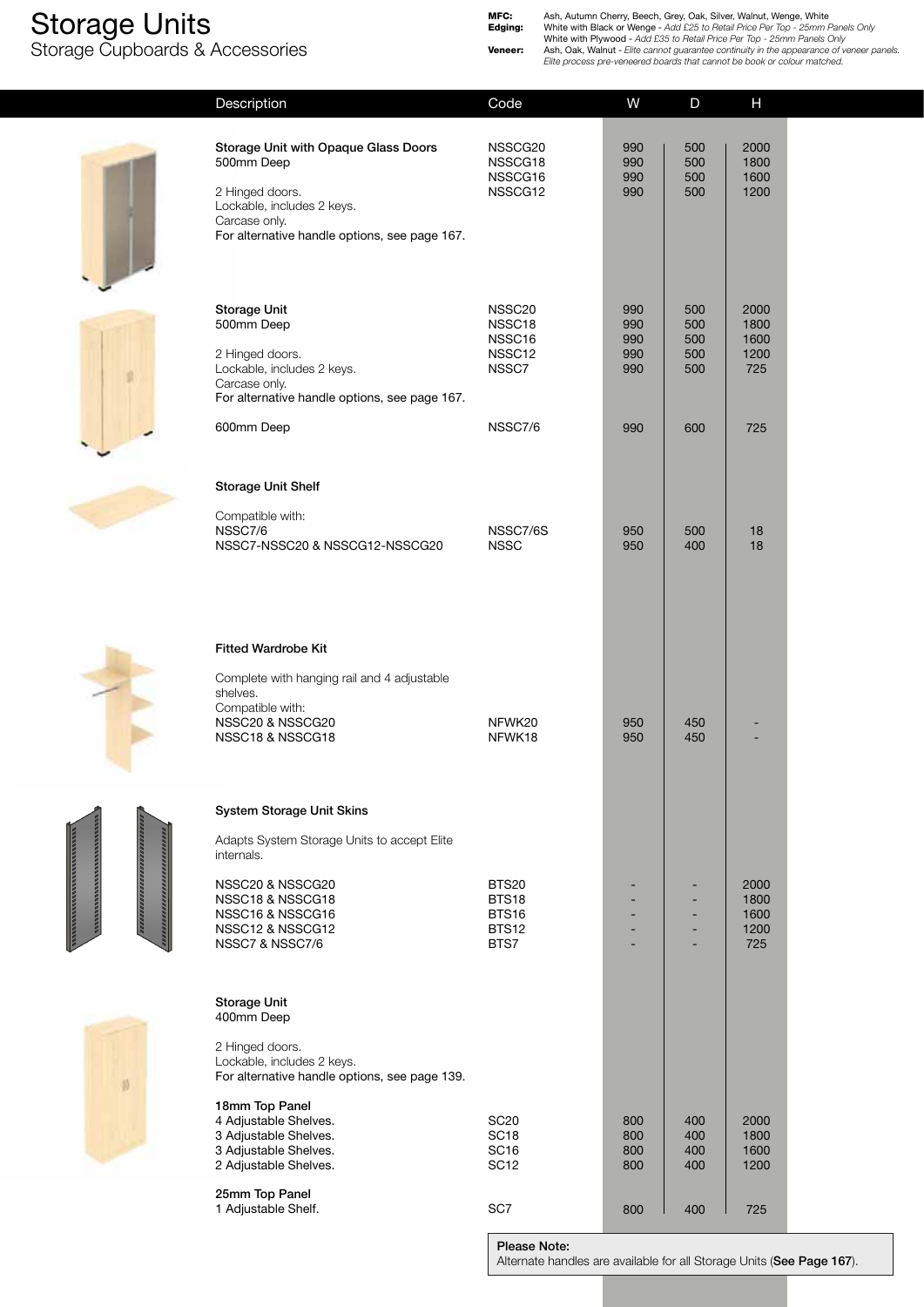# Storage Units

## Storage Cupboards & Accessories

**MFC:** Ash, Autumn Cherry, Beech, Grey, Oak, Silver, Walnut, Wenge, White
**Edging:** White with Black or Wenge - *Add £25 to Retail Price Per Top - 25mm Panels Only*
White with Plywood - *Add £35 to Retail Price Per Top - 25mm Panels Only*
**Veneer:** Ash, Oak, Walnut - *Elite cannot guarantee continuity in the appearance of veneer panels. Elite process pre-veneered boards that cannot be book or colour matched.*

| Description | Code | W | D | H |
|---|---|---|---|---|
| **Storage Unit with Opaque Glass Doors** 500mm Deep | NSSCG20 | 990 | 500 | 2000 |
| | NSSCG18 | 990 | 500 | 1800 |
| | NSSCG16 | 990 | 500 | 1600 |
| 2 Hinged doors. Lockable, includes 2 keys. Carcase only. For alternative handle options, see page 167. | NSSCG12 | 990 | 500 | 1200 |
| **Storage Unit** 500mm Deep | NSSC20 | 990 | 500 | 2000 |
| | NSSC18 | 990 | 500 | 1800 |
| | NSSC16 | 990 | 500 | 1600 |
| 2 Hinged doors. Lockable, includes 2 keys. Carcase only. For alternative handle options, see page 167. | NSSC12 | 990 | 500 | 1200 |
| | NSSC7 | 990 | 500 | 725 |
| 600mm Deep | NSSC7/6 | 990 | 600 | 725 |
| **Storage Unit Shelf** | | | | |
| Compatible with: NSSC7/6 | NSSC7/6S | 950 | 500 | 18 |
| NSSC7-NSSC20 & NSSCG12-NSSCG20 | NSSC | 950 | 400 | 18 |
| **Fitted Wardrobe Kit** | | | | |
| Complete with hanging rail and 4 adjustable shelves. Compatible with: NSSC20 & NSSCG20 | NFWK20 | 950 | 450 | - |
| NSSC18 & NSSCG18 | NFWK18 | 950 | 450 | - |
| **System Storage Unit Skins** | | | | |
| Adapts System Storage Units to accept Elite internals. NSSC20 & NSSCG20 | BTS20 | - | - | 2000 |
| NSSC18 & NSSCG18 | BTS18 | - | - | 1800 |
| NSSC16 & NSSCG16 | BTS16 | - | - | 1600 |
| NSSC12 & NSSCG12 | BTS12 | - | - | 1200 |
| NSSC7 & NSSC7/6 | BTS7 | - | - | 725 |
| **Storage Unit** 400mm Deep | | | | |
| 2 Hinged doors. Lockable, includes 2 keys. For alternative handle options, see page 139. | | | | |
| **18mm Top Panel** 4 Adjustable Shelves. | SC20 | 800 | 400 | 2000 |
| 3 Adjustable Shelves. | SC18 | 800 | 400 | 1800 |
| 3 Adjustable Shelves. | SC16 | 800 | 400 | 1600 |
| 2 Adjustable Shelves. | SC12 | 800 | 400 | 1200 |
| **25mm Top Panel** 1 Adjustable Shelf. | SC7 | 800 | 400 | 725 |

**Please Note:**
Alternate handles are available for all Storage Units (**See Page 167**).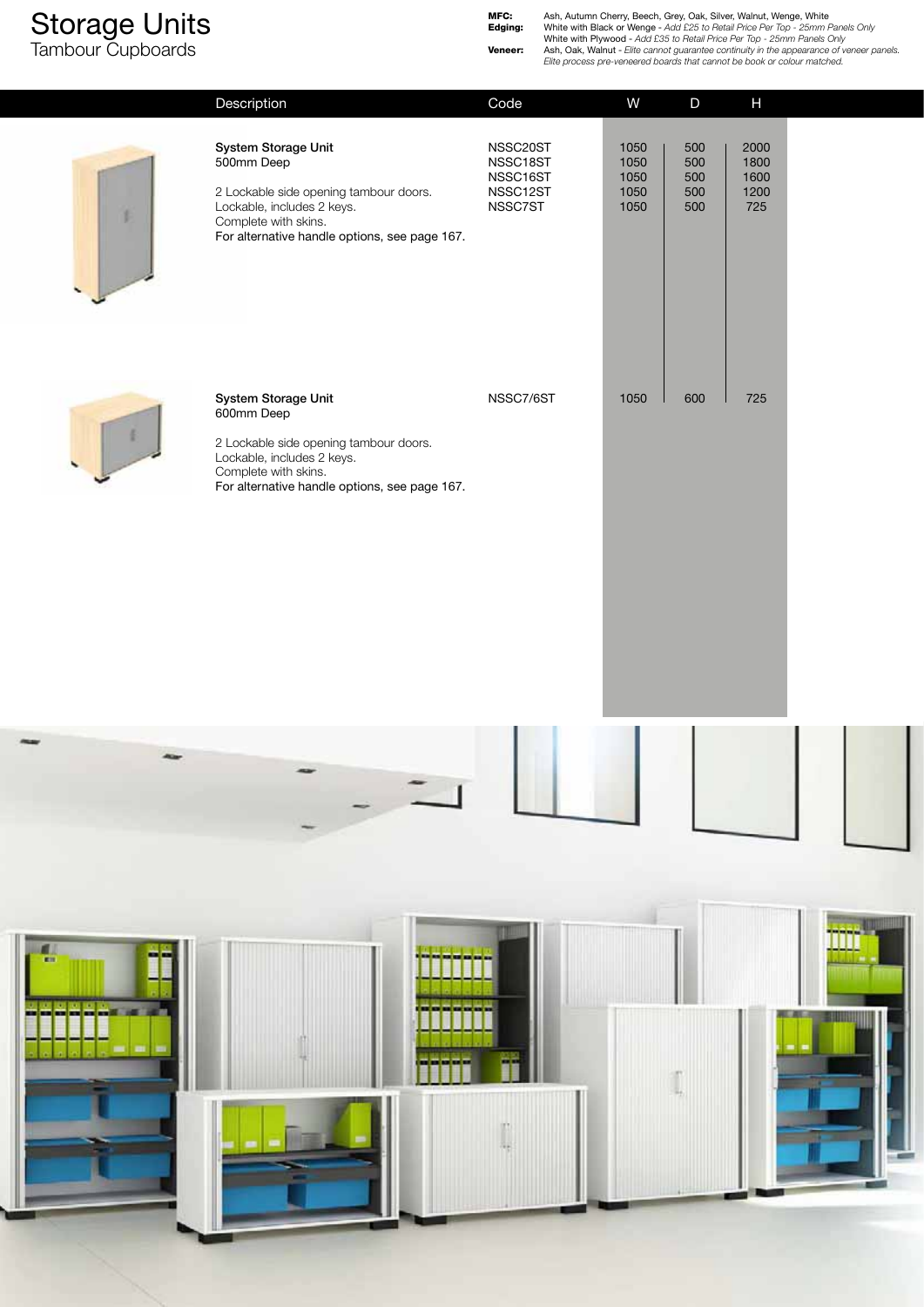# Storage Units
## Tambour Cupboards

**MFC:** Ash, Autumn Cherry, Beech, Grey, Oak, Silver, Walnut, Wenge, White
**Edging:** White with Black or Wenge - *Add £25 to Retail Price Per Top - 25mm Panels Only*
White with Plywood - *Add £35 to Retail Price Per Top - 25mm Panels Only*
**Veneer:** Ash, Oak, Walnut - *Elite cannot guarantee continuity in the appearance of veneer panels. Elite process pre-veneered boards that cannot be book or colour matched.*

| Description | Code | W | D | H |
|---|---|---|---|---|
| **System Storage Unit** 500mm Deep<br><br>2 Lockable side opening tambour doors. Lockable, includes 2 keys. Complete with skins. For alternative handle options, see page 167. | NSSC20ST<br>NSSC18ST<br>NSSC16ST<br>NSSC12ST<br>NSSC7ST | 1050<br>1050<br>1050<br>1050<br>1050 | 500<br>500<br>500<br>500<br>500 | 2000<br>1800<br>1600<br>1200<br>725 |
| **System Storage Unit** 600mm Deep<br><br>2 Lockable side opening tambour doors. Lockable, includes 2 keys. Complete with skins. For alternative handle options, see page 167. | NSSC7/6ST | 1050 | 600 | 725 |